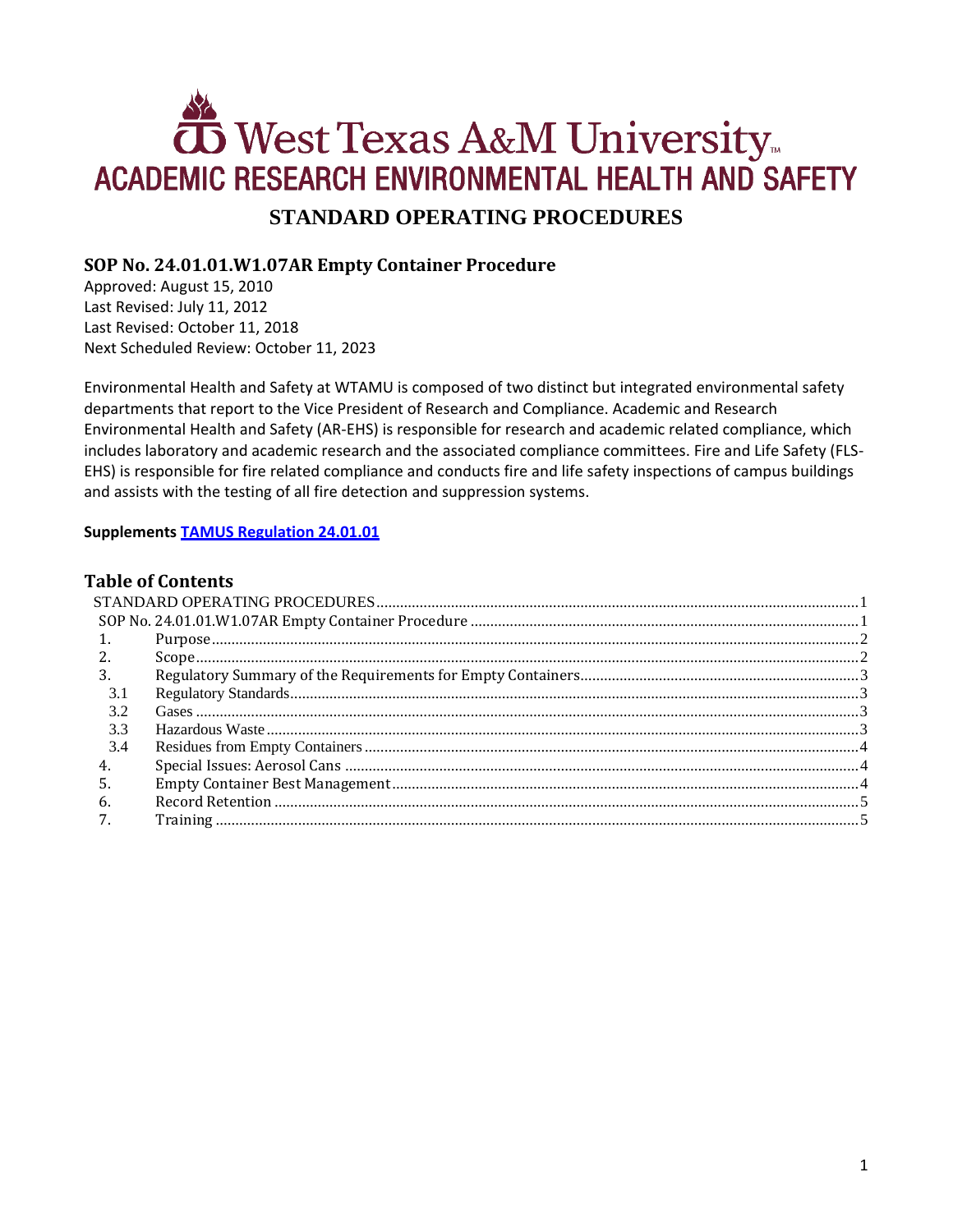# West Texas A&M University
## ACADEMIC RESEARCH ENVIRONMENTAL HEALTH AND SAFETY

## STANDARD OPERATING PROCEDURES

### SOP No. 24.01.01.W1.07AR Empty Container Procedure

Approved: August 15, 2010
Last Revised: July 11, 2012
Last Revised: October 11, 2018
Next Scheduled Review: October 11, 2023

Environmental Health and Safety at WTAMU is composed of two distinct but integrated environmental safety departments that report to the Vice President of Research and Compliance. Academic and Research Environmental Health and Safety (AR-EHS) is responsible for research and academic related compliance, which includes laboratory and academic research and the associated compliance committees. Fire and Life Safety (FLS-EHS) is responsible for fire related compliance and conducts fire and life safety inspections of campus buildings and assists with the testing of all fire detection and suppression systems.

**Supplements TAMUS Regulation 24.01.01**

### Table of Contents

STANDARD OPERATING PROCEDURES ..... 1
SOP No. 24.01.01.W1.07AR Empty Container Procedure ..... 1
1. Purpose ..... 2
2. Scope ..... 2
3. Regulatory Summary of the Requirements for Empty Containers ..... 3
 3.1 Regulatory Standards ..... 3
 3.2 Gases ..... 3
 3.3 Hazardous Waste ..... 3
 3.4 Residues from Empty Containers ..... 4
4. Special Issues: Aerosol Cans ..... 4
5. Empty Container Best Management ..... 4
6. Record Retention ..... 5
7. Training ..... 5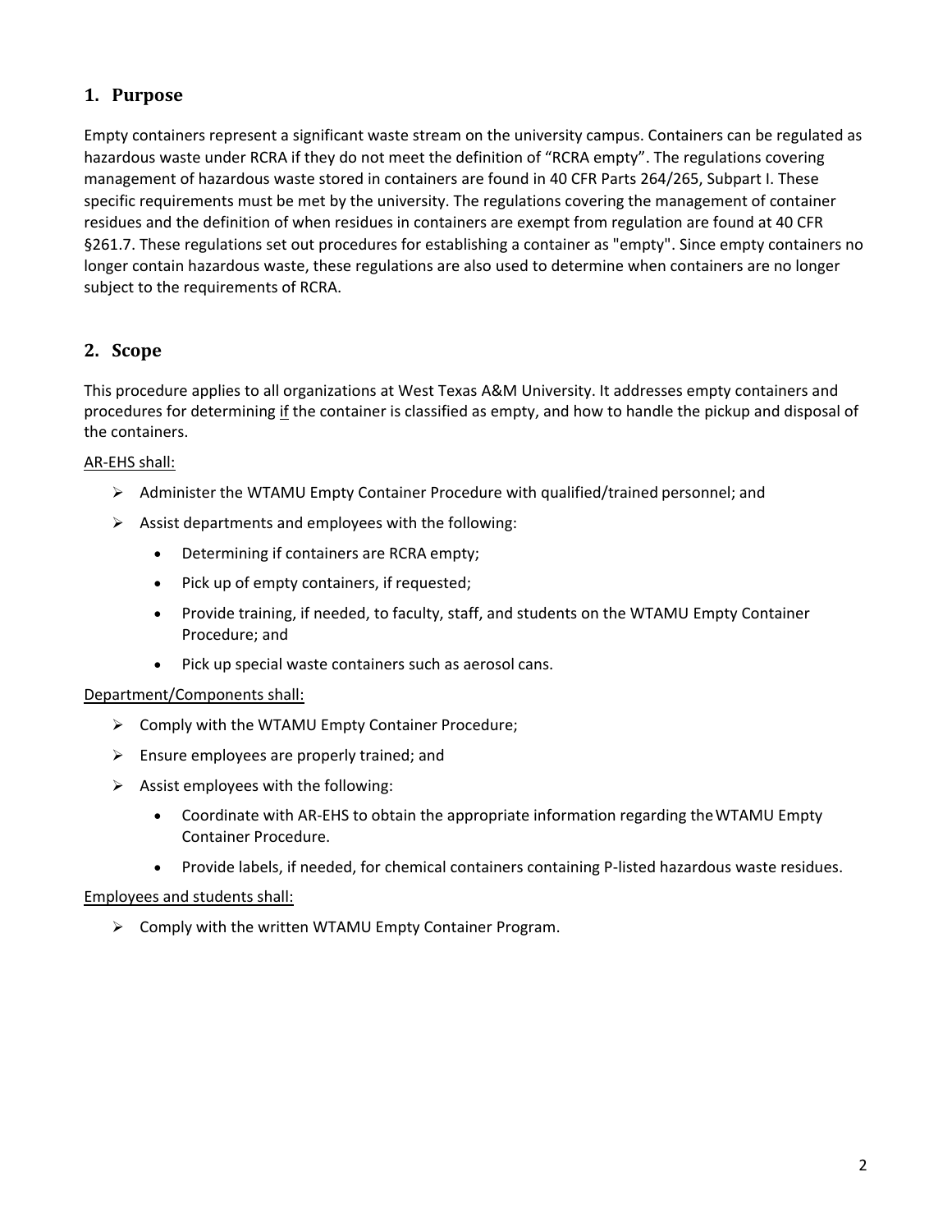## 1. Purpose

Empty containers represent a significant waste stream on the university campus. Containers can be regulated as hazardous waste under RCRA if they do not meet the definition of "RCRA empty". The regulations covering management of hazardous waste stored in containers are found in 40 CFR Parts 264/265, Subpart I. These specific requirements must be met by the university. The regulations covering the management of container residues and the definition of when residues in containers are exempt from regulation are found at 40 CFR §261.7. These regulations set out procedures for establishing a container as "empty". Since empty containers no longer contain hazardous waste, these regulations are also used to determine when containers are no longer subject to the requirements of RCRA.

## 2. Scope

This procedure applies to all organizations at West Texas A&M University. It addresses empty containers and procedures for determining if the container is classified as empty, and how to handle the pickup and disposal of the containers.

AR-EHS shall:

- Administer the WTAMU Empty Container Procedure with qualified/trained personnel; and
- Assist departments and employees with the following:
    - Determining if containers are RCRA empty;
    - Pick up of empty containers, if requested;
    - Provide training, if needed, to faculty, staff, and students on the WTAMU Empty Container Procedure; and
    - Pick up special waste containers such as aerosol cans.

Department/Components shall:

- Comply with the WTAMU Empty Container Procedure;
- Ensure employees are properly trained; and
- Assist employees with the following:
    - Coordinate with AR-EHS to obtain the appropriate information regarding the WTAMU Empty Container Procedure.
    - Provide labels, if needed, for chemical containers containing P-listed hazardous waste residues.

Employees and students shall:

- Comply with the written WTAMU Empty Container Program.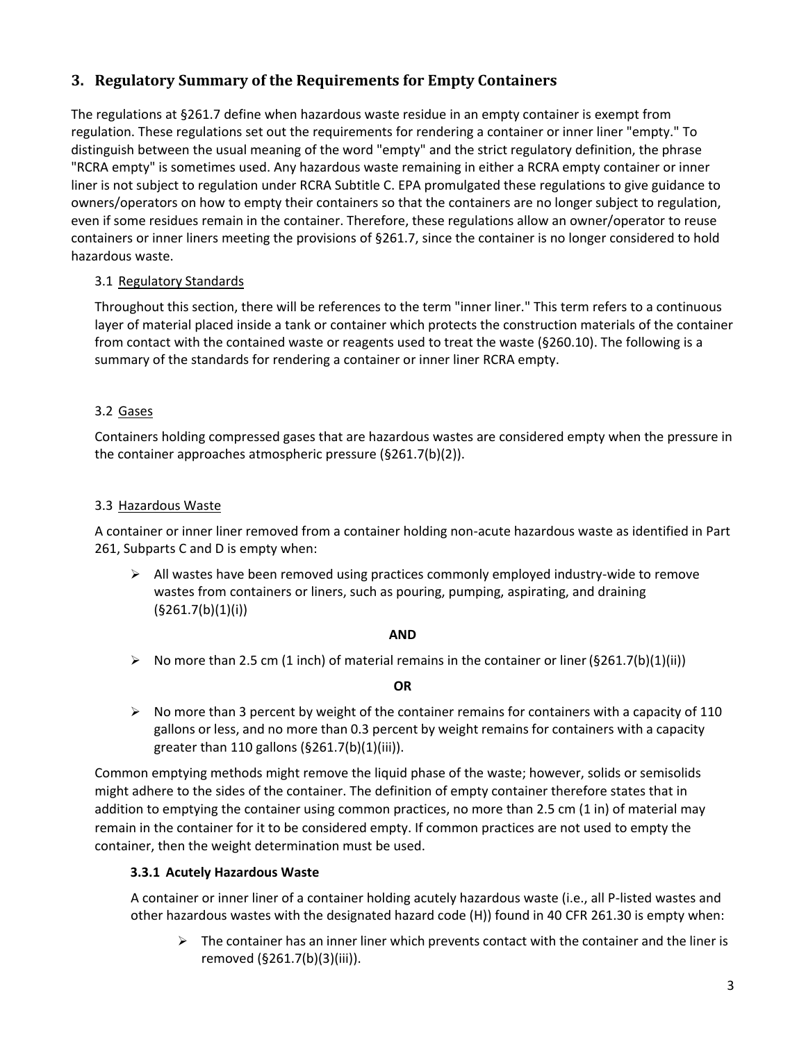## 3. Regulatory Summary of the Requirements for Empty Containers

The regulations at §261.7 define when hazardous waste residue in an empty container is exempt from regulation. These regulations set out the requirements for rendering a container or inner liner "empty." To distinguish between the usual meaning of the word "empty" and the strict regulatory definition, the phrase "RCRA empty" is sometimes used. Any hazardous waste remaining in either a RCRA empty container or inner liner is not subject to regulation under RCRA Subtitle C. EPA promulgated these regulations to give guidance to owners/operators on how to empty their containers so that the containers are no longer subject to regulation, even if some residues remain in the container. Therefore, these regulations allow an owner/operator to reuse containers or inner liners meeting the provisions of §261.7, since the container is no longer considered to hold hazardous waste.

### 3.1 Regulatory Standards

Throughout this section, there will be references to the term "inner liner." This term refers to a continuous layer of material placed inside a tank or container which protects the construction materials of the container from contact with the contained waste or reagents used to treat the waste (§260.10). The following is a summary of the standards for rendering a container or inner liner RCRA empty.

### 3.2 Gases

Containers holding compressed gases that are hazardous wastes are considered empty when the pressure in the container approaches atmospheric pressure (§261.7(b)(2)).

### 3.3 Hazardous Waste

A container or inner liner removed from a container holding non-acute hazardous waste as identified in Part 261, Subparts C and D is empty when:

- All wastes have been removed using practices commonly employed industry-wide to remove wastes from containers or liners, such as pouring, pumping, aspirating, and draining (§261.7(b)(1)(i))

**AND**

- No more than 2.5 cm (1 inch) of material remains in the container or liner (§261.7(b)(1)(ii))

**OR**

- No more than 3 percent by weight of the container remains for containers with a capacity of 110 gallons or less, and no more than 0.3 percent by weight remains for containers with a capacity greater than 110 gallons (§261.7(b)(1)(iii)).

Common emptying methods might remove the liquid phase of the waste; however, solids or semisolids might adhere to the sides of the container. The definition of empty container therefore states that in addition to emptying the container using common practices, no more than 2.5 cm (1 in) of material may remain in the container for it to be considered empty. If common practices are not used to empty the container, then the weight determination must be used.

#### 3.3.1 Acutely Hazardous Waste

A container or inner liner of a container holding acutely hazardous waste (i.e., all P-listed wastes and other hazardous wastes with the designated hazard code (H)) found in 40 CFR 261.30 is empty when:

- The container has an inner liner which prevents contact with the container and the liner is removed (§261.7(b)(3)(iii)).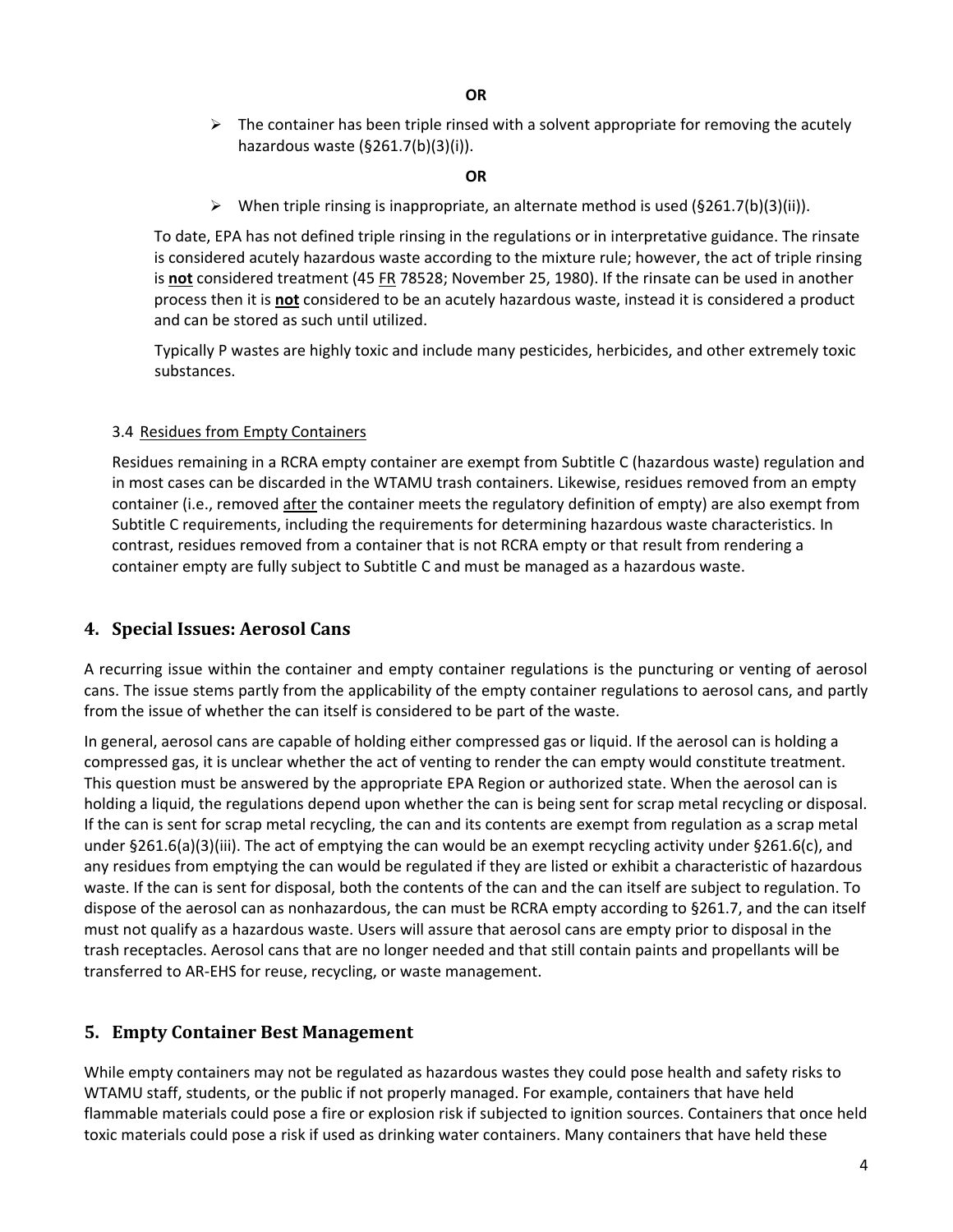**OR**

- The container has been triple rinsed with a solvent appropriate for removing the acutely hazardous waste (§261.7(b)(3)(i)).

**OR**

- When triple rinsing is inappropriate, an alternate method is used (§261.7(b)(3)(ii)).

To date, EPA has not defined triple rinsing in the regulations or in interpretative guidance. The rinsate is considered acutely hazardous waste according to the mixture rule; however, the act of triple rinsing is **not** considered treatment (45 FR 78528; November 25, 1980). If the rinsate can be used in another process then it is **not** considered to be an acutely hazardous waste, instead it is considered a product and can be stored as such until utilized.

Typically P wastes are highly toxic and include many pesticides, herbicides, and other extremely toxic substances.

### 3.4 Residues from Empty Containers

Residues remaining in a RCRA empty container are exempt from Subtitle C (hazardous waste) regulation and in most cases can be discarded in the WTAMU trash containers. Likewise, residues removed from an empty container (i.e., removed after the container meets the regulatory definition of empty) are also exempt from Subtitle C requirements, including the requirements for determining hazardous waste characteristics. In contrast, residues removed from a container that is not RCRA empty or that result from rendering a container empty are fully subject to Subtitle C and must be managed as a hazardous waste.

## 4. Special Issues: Aerosol Cans

A recurring issue within the container and empty container regulations is the puncturing or venting of aerosol cans. The issue stems partly from the applicability of the empty container regulations to aerosol cans, and partly from the issue of whether the can itself is considered to be part of the waste.

In general, aerosol cans are capable of holding either compressed gas or liquid. If the aerosol can is holding a compressed gas, it is unclear whether the act of venting to render the can empty would constitute treatment. This question must be answered by the appropriate EPA Region or authorized state. When the aerosol can is holding a liquid, the regulations depend upon whether the can is being sent for scrap metal recycling or disposal. If the can is sent for scrap metal recycling, the can and its contents are exempt from regulation as a scrap metal under §261.6(a)(3)(iii). The act of emptying the can would be an exempt recycling activity under §261.6(c), and any residues from emptying the can would be regulated if they are listed or exhibit a characteristic of hazardous waste. If the can is sent for disposal, both the contents of the can and the can itself are subject to regulation. To dispose of the aerosol can as nonhazardous, the can must be RCRA empty according to §261.7, and the can itself must not qualify as a hazardous waste. Users will assure that aerosol cans are empty prior to disposal in the trash receptacles. Aerosol cans that are no longer needed and that still contain paints and propellants will be transferred to AR-EHS for reuse, recycling, or waste management.

## 5. Empty Container Best Management

While empty containers may not be regulated as hazardous wastes they could pose health and safety risks to WTAMU staff, students, or the public if not properly managed. For example, containers that have held flammable materials could pose a fire or explosion risk if subjected to ignition sources. Containers that once held toxic materials could pose a risk if used as drinking water containers. Many containers that have held these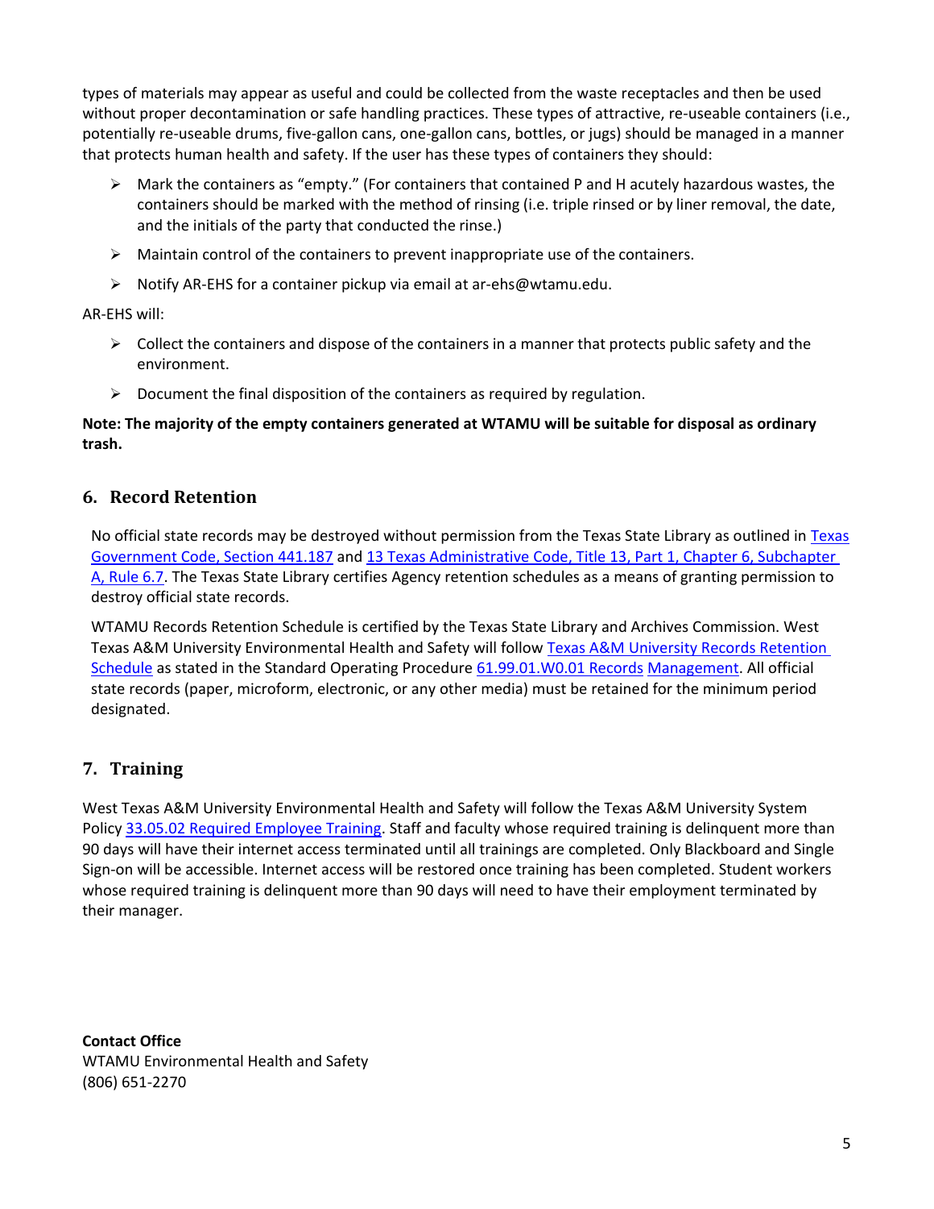types of materials may appear as useful and could be collected from the waste receptacles and then be used without proper decontamination or safe handling practices. These types of attractive, re-useable containers (i.e., potentially re-useable drums, five-gallon cans, one-gallon cans, bottles, or jugs) should be managed in a manner that protects human health and safety. If the user has these types of containers they should:

- Mark the containers as "empty." (For containers that contained P and H acutely hazardous wastes, the containers should be marked with the method of rinsing (i.e. triple rinsed or by liner removal, the date, and the initials of the party that conducted the rinse.)
- Maintain control of the containers to prevent inappropriate use of the containers.
- Notify AR-EHS for a container pickup via email at ar-ehs@wtamu.edu.

AR-EHS will:

- Collect the containers and dispose of the containers in a manner that protects public safety and the environment.
- Document the final disposition of the containers as required by regulation.

**Note: The majority of the empty containers generated at WTAMU will be suitable for disposal as ordinary trash.**

## 6. Record Retention

No official state records may be destroyed without permission from the Texas State Library as outlined in Texas Government Code, Section 441.187 and 13 Texas Administrative Code, Title 13, Part 1, Chapter 6, Subchapter A, Rule 6.7. The Texas State Library certifies Agency retention schedules as a means of granting permission to destroy official state records.

WTAMU Records Retention Schedule is certified by the Texas State Library and Archives Commission. West Texas A&M University Environmental Health and Safety will follow Texas A&M University Records Retention Schedule as stated in the Standard Operating Procedure 61.99.01.W0.01 Records Management. All official state records (paper, microform, electronic, or any other media) must be retained for the minimum period designated.

## 7. Training

West Texas A&M University Environmental Health and Safety will follow the Texas A&M University System Policy 33.05.02 Required Employee Training. Staff and faculty whose required training is delinquent more than 90 days will have their internet access terminated until all trainings are completed. Only Blackboard and Single Sign-on will be accessible. Internet access will be restored once training has been completed. Student workers whose required training is delinquent more than 90 days will need to have their employment terminated by their manager.

**Contact Office**
WTAMU Environmental Health and Safety
(806) 651-2270